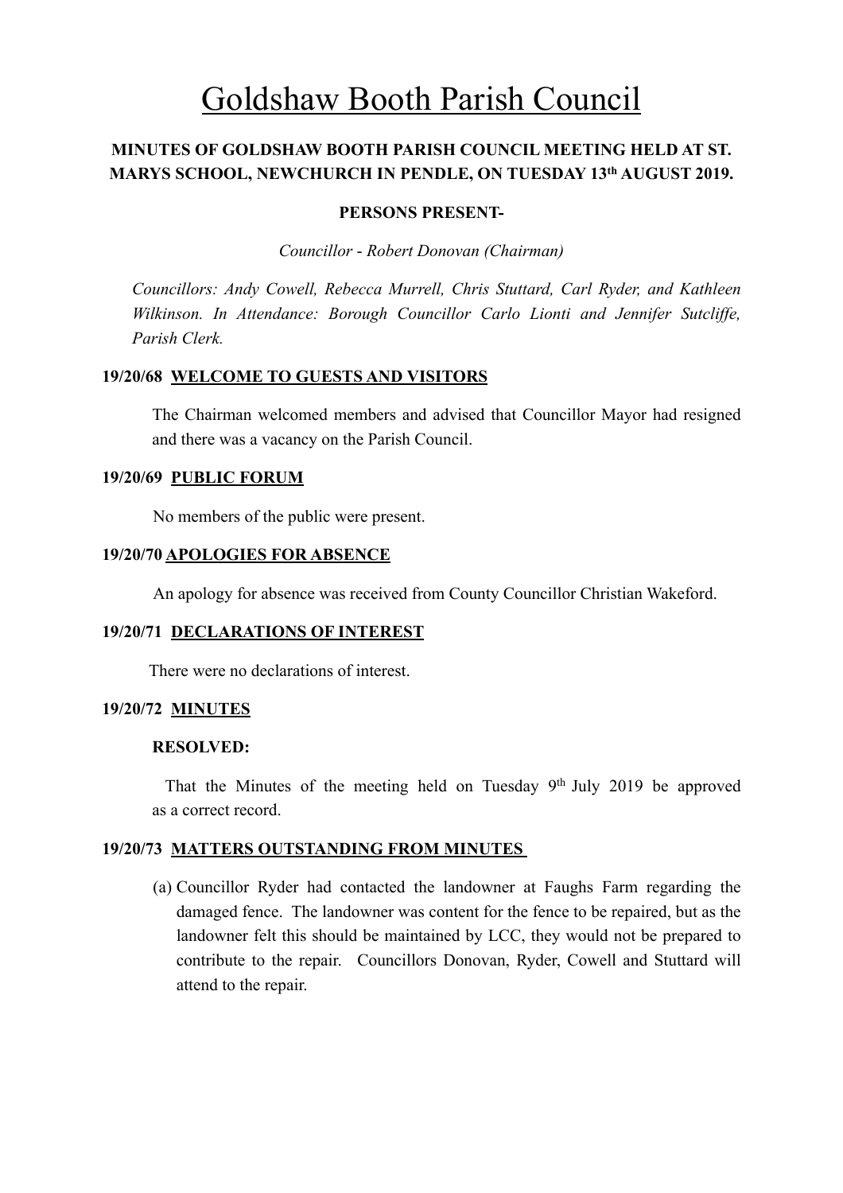# Goldshaw Booth Parish Council

**MINUTES OF GOLDSHAW BOOTH PARISH COUNCIL MEETING HELD AT ST. MARYS SCHOOL, NEWCHURCH IN PENDLE, ON TUESDAY 13th AUGUST 2019.**

**PERSONS PRESENT-**

*Councillor - Robert Donovan (Chairman)*

*Councillors: Andy Cowell, Rebecca Murrell, Chris Stuttard, Carl Ryder, and Kathleen Wilkinson. In Attendance: Borough Councillor Carlo Lionti and Jennifer Sutcliffe, Parish Clerk.*

**19/20/68 WELCOME TO GUESTS AND VISITORS**

The Chairman welcomed members and advised that Councillor Mayor had resigned and there was a vacancy on the Parish Council.

**19/20/69 PUBLIC FORUM**

No members of the public were present.

**19/20/70 APOLOGIES FOR ABSENCE**

An apology for absence was received from County Councillor Christian Wakeford.

**19/20/71 DECLARATIONS OF INTEREST**

There were no declarations of interest.

**19/20/72 MINUTES**

**RESOLVED:**

That the Minutes of the meeting held on Tuesday 9th July 2019 be approved as a correct record.

**19/20/73 MATTERS OUTSTANDING FROM MINUTES**

(a) Councillor Ryder had contacted the landowner at Faughs Farm regarding the damaged fence. The landowner was content for the fence to be repaired, but as the landowner felt this should be maintained by LCC, they would not be prepared to contribute to the repair. Councillors Donovan, Ryder, Cowell and Stuttard will attend to the repair.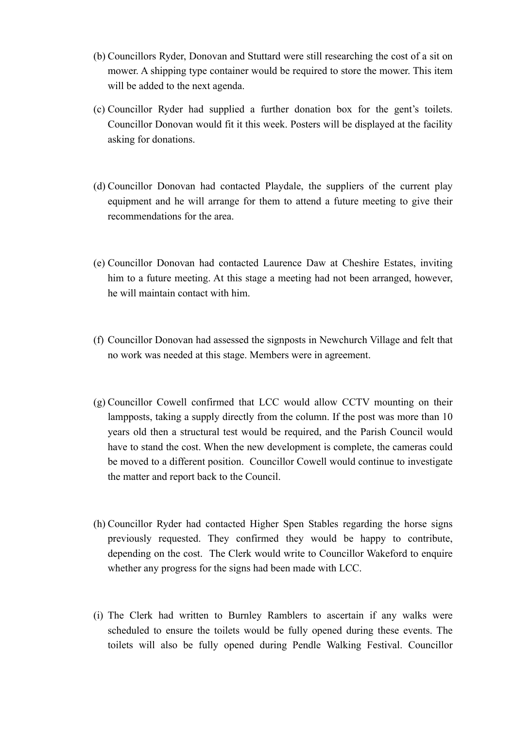(b) Councillors Ryder, Donovan and Stuttard were still researching the cost of a sit on mower. A shipping type container would be required to store the mower. This item will be added to the next agenda.

(c) Councillor Ryder had supplied a further donation box for the gent's toilets. Councillor Donovan would fit it this week. Posters will be displayed at the facility asking for donations.

(d) Councillor Donovan had contacted Playdale, the suppliers of the current play equipment and he will arrange for them to attend a future meeting to give their recommendations for the area.

(e) Councillor Donovan had contacted Laurence Daw at Cheshire Estates, inviting him to a future meeting. At this stage a meeting had not been arranged, however, he will maintain contact with him.

(f) Councillor Donovan had assessed the signposts in Newchurch Village and felt that no work was needed at this stage. Members were in agreement.

(g) Councillor Cowell confirmed that LCC would allow CCTV mounting on their lampposts, taking a supply directly from the column. If the post was more than 10 years old then a structural test would be required, and the Parish Council would have to stand the cost. When the new development is complete, the cameras could be moved to a different position. Councillor Cowell would continue to investigate the matter and report back to the Council.

(h) Councillor Ryder had contacted Higher Spen Stables regarding the horse signs previously requested. They confirmed they would be happy to contribute, depending on the cost. The Clerk would write to Councillor Wakeford to enquire whether any progress for the signs had been made with LCC.

(i) The Clerk had written to Burnley Ramblers to ascertain if any walks were scheduled to ensure the toilets would be fully opened during these events. The toilets will also be fully opened during Pendle Walking Festival. Councillor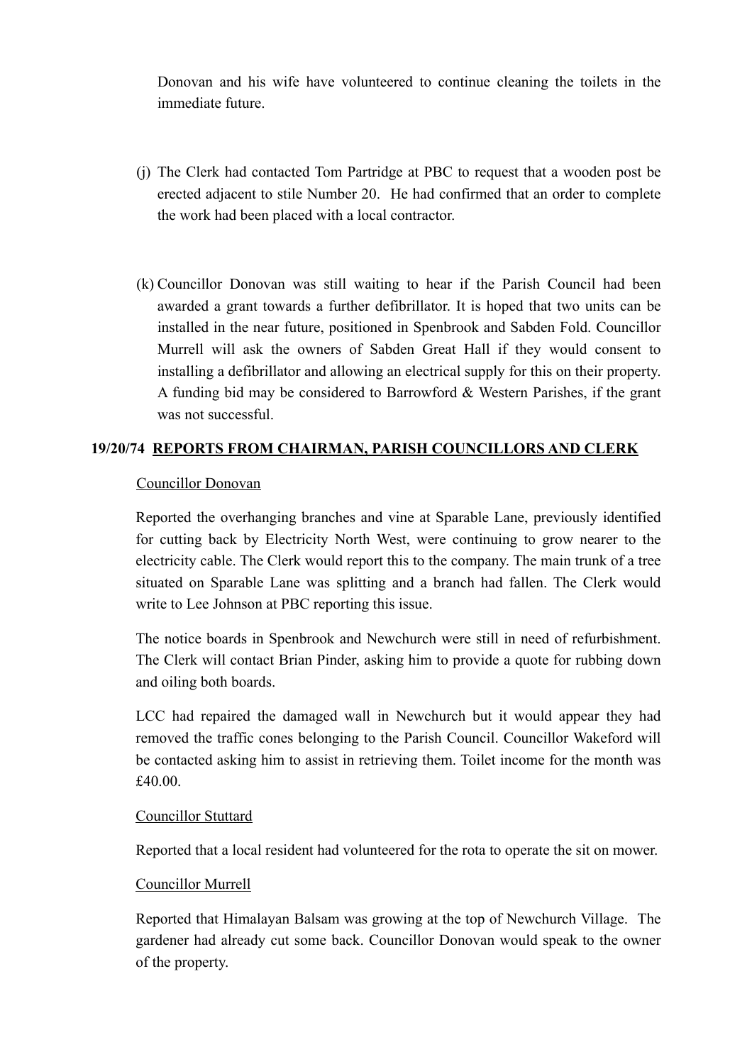Donovan and his wife have volunteered to continue cleaning the toilets in the immediate future.

(j) The Clerk had contacted Tom Partridge at PBC to request that a wooden post be erected adjacent to stile Number 20. He had confirmed that an order to complete the work had been placed with a local contractor.

(k) Councillor Donovan was still waiting to hear if the Parish Council had been awarded a grant towards a further defibrillator. It is hoped that two units can be installed in the near future, positioned in Spenbrook and Sabden Fold. Councillor Murrell will ask the owners of Sabden Great Hall if they would consent to installing a defibrillator and allowing an electrical supply for this on their property. A funding bid may be considered to Barrowford & Western Parishes, if the grant was not successful.

**19/20/74 REPORTS FROM CHAIRMAN, PARISH COUNCILLORS AND CLERK**

Councillor Donovan

Reported the overhanging branches and vine at Sparable Lane, previously identified for cutting back by Electricity North West, were continuing to grow nearer to the electricity cable. The Clerk would report this to the company. The main trunk of a tree situated on Sparable Lane was splitting and a branch had fallen. The Clerk would write to Lee Johnson at PBC reporting this issue.

The notice boards in Spenbrook and Newchurch were still in need of refurbishment. The Clerk will contact Brian Pinder, asking him to provide a quote for rubbing down and oiling both boards.

LCC had repaired the damaged wall in Newchurch but it would appear they had removed the traffic cones belonging to the Parish Council. Councillor Wakeford will be contacted asking him to assist in retrieving them. Toilet income for the month was £40.00.

Councillor Stuttard

Reported that a local resident had volunteered for the rota to operate the sit on mower.

Councillor Murrell

Reported that Himalayan Balsam was growing at the top of Newchurch Village. The gardener had already cut some back. Councillor Donovan would speak to the owner of the property.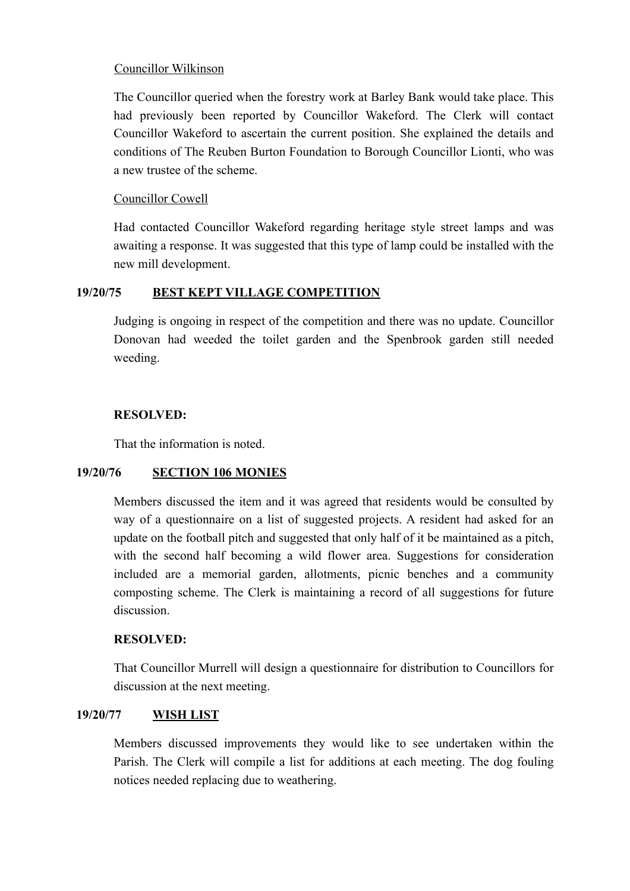Councillor Wilkinson

The Councillor queried when the forestry work at Barley Bank would take place. This had previously been reported by Councillor Wakeford. The Clerk will contact Councillor Wakeford to ascertain the current position. She explained the details and conditions of The Reuben Burton Foundation to Borough Councillor Lionti, who was a new trustee of the scheme.

Councillor Cowell

Had contacted Councillor Wakeford regarding heritage style street lamps and was awaiting a response. It was suggested that this type of lamp could be installed with the new mill development.

## 19/20/75 BEST KEPT VILLAGE COMPETITION

Judging is ongoing in respect of the competition and there was no update. Councillor Donovan had weeded the toilet garden and the Spenbrook garden still needed weeding.

**RESOLVED:**

That the information is noted.

## 19/20/76 SECTION 106 MONIES

Members discussed the item and it was agreed that residents would be consulted by way of a questionnaire on a list of suggested projects. A resident had asked for an update on the football pitch and suggested that only half of it be maintained as a pitch, with the second half becoming a wild flower area. Suggestions for consideration included are a memorial garden, allotments, picnic benches and a community composting scheme. The Clerk is maintaining a record of all suggestions for future discussion.

**RESOLVED:**

That Councillor Murrell will design a questionnaire for distribution to Councillors for discussion at the next meeting.

## 19/20/77 WISH LIST

Members discussed improvements they would like to see undertaken within the Parish. The Clerk will compile a list for additions at each meeting. The dog fouling notices needed replacing due to weathering.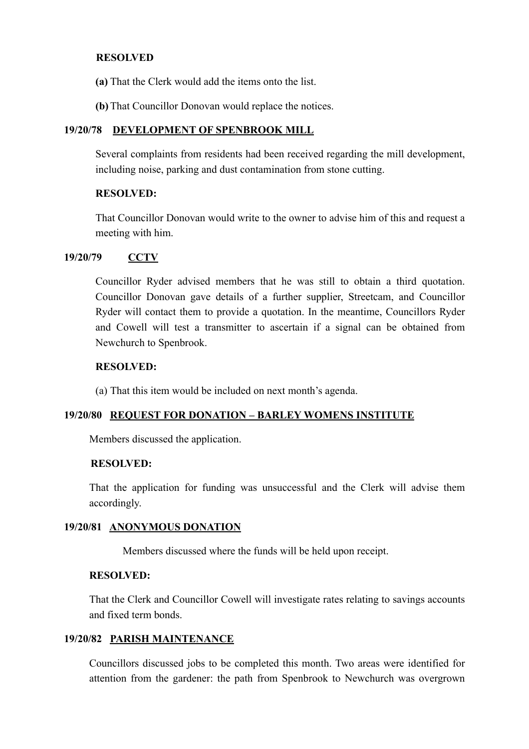**RESOLVED**

**(a)** That the Clerk would add the items onto the list.

**(b)** That Councillor Donovan would replace the notices.

**19/20/78 DEVELOPMENT OF SPENBROOK MILL**

Several complaints from residents had been received regarding the mill development, including noise, parking and dust contamination from stone cutting.

**RESOLVED:**

That Councillor Donovan would write to the owner to advise him of this and request a meeting with him.

**19/20/79 CCTV**

Councillor Ryder advised members that he was still to obtain a third quotation. Councillor Donovan gave details of a further supplier, Streetcam, and Councillor Ryder will contact them to provide a quotation. In the meantime, Councillors Ryder and Cowell will test a transmitter to ascertain if a signal can be obtained from Newchurch to Spenbrook.

**RESOLVED:**

(a) That this item would be included on next month's agenda.

**19/20/80 REQUEST FOR DONATION – BARLEY WOMENS INSTITUTE**

Members discussed the application.

**RESOLVED:**

That the application for funding was unsuccessful and the Clerk will advise them accordingly.

**19/20/81 ANONYMOUS DONATION**

Members discussed where the funds will be held upon receipt.

**RESOLVED:**

That the Clerk and Councillor Cowell will investigate rates relating to savings accounts and fixed term bonds.

**19/20/82 PARISH MAINTENANCE**

Councillors discussed jobs to be completed this month. Two areas were identified for attention from the gardener: the path from Spenbrook to Newchurch was overgrown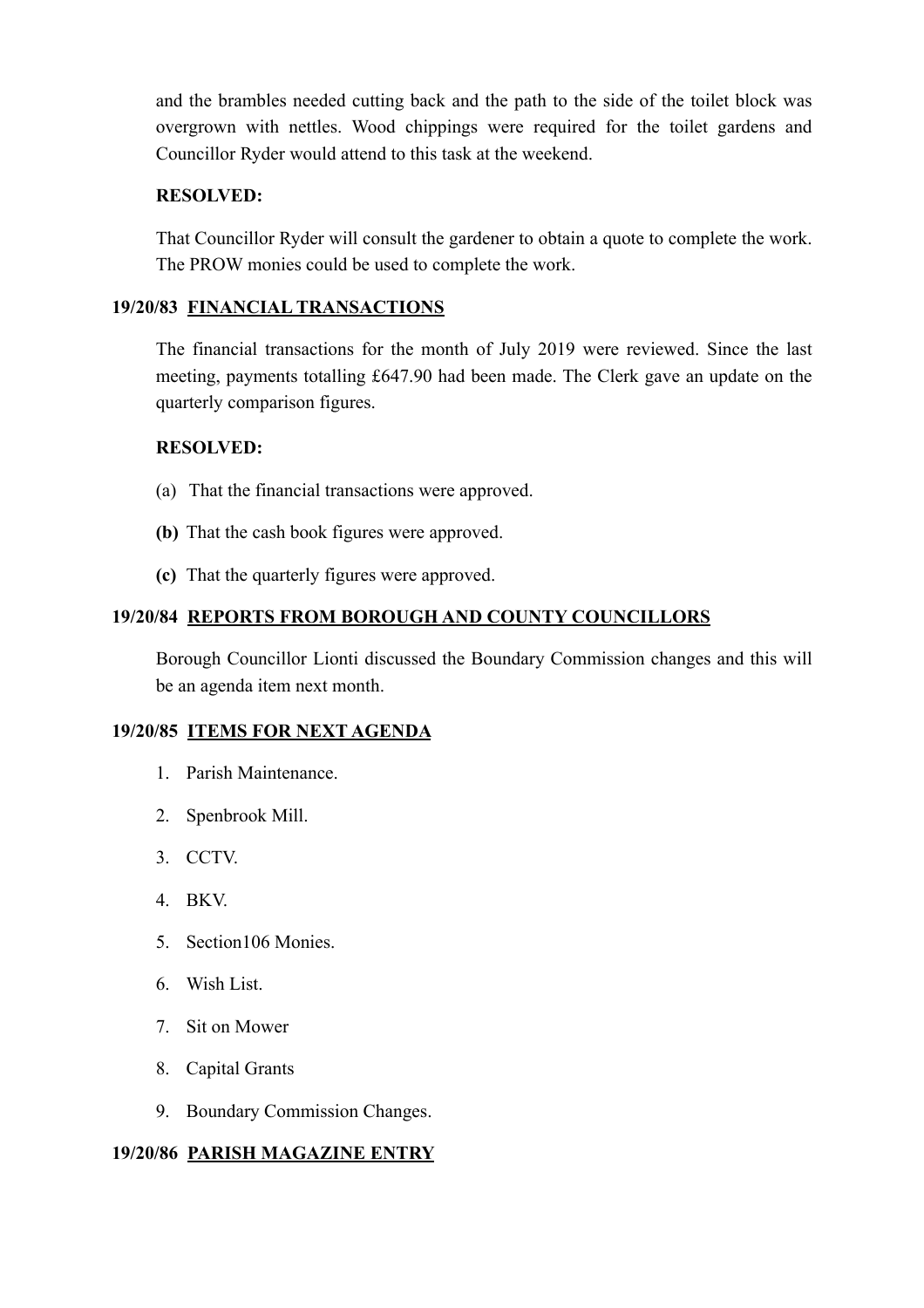and the brambles needed cutting back and the path to the side of the toilet block was overgrown with nettles. Wood chippings were required for the toilet gardens and Councillor Ryder would attend to this task at the weekend.

**RESOLVED:**

That Councillor Ryder will consult the gardener to obtain a quote to complete the work. The PROW monies could be used to complete the work.

### 19/20/83 FINANCIAL TRANSACTIONS

The financial transactions for the month of July 2019 were reviewed. Since the last meeting, payments totalling £647.90 had been made. The Clerk gave an update on the quarterly comparison figures.

**RESOLVED:**

(a) That the financial transactions were approved.

**(b)** That the cash book figures were approved.

**(c)** That the quarterly figures were approved.

### 19/20/84 REPORTS FROM BOROUGH AND COUNTY COUNCILLORS

Borough Councillor Lionti discussed the Boundary Commission changes and this will be an agenda item next month.

### 19/20/85 ITEMS FOR NEXT AGENDA

1. Parish Maintenance.
2. Spenbrook Mill.
3. CCTV.
4. BKV.
5. Section106 Monies.
6. Wish List.
7. Sit on Mower
8. Capital Grants
9. Boundary Commission Changes.

### 19/20/86 PARISH MAGAZINE ENTRY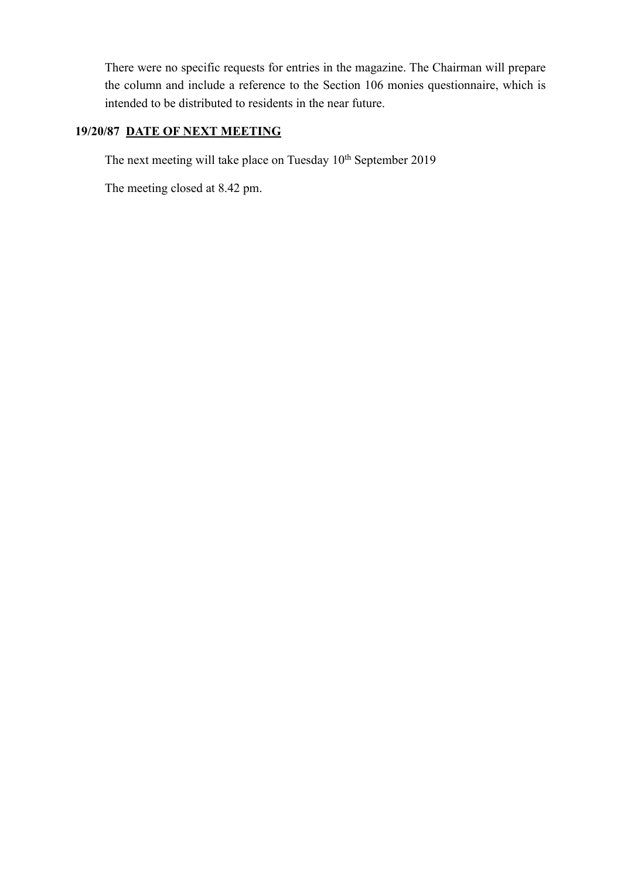There were no specific requests for entries in the magazine. The Chairman will prepare the column and include a reference to the Section 106 monies questionnaire, which is intended to be distributed to residents in the near future.

**19/20/87 DATE OF NEXT MEETING**

The next meeting will take place on Tuesday 10th September 2019

The meeting closed at 8.42 pm.